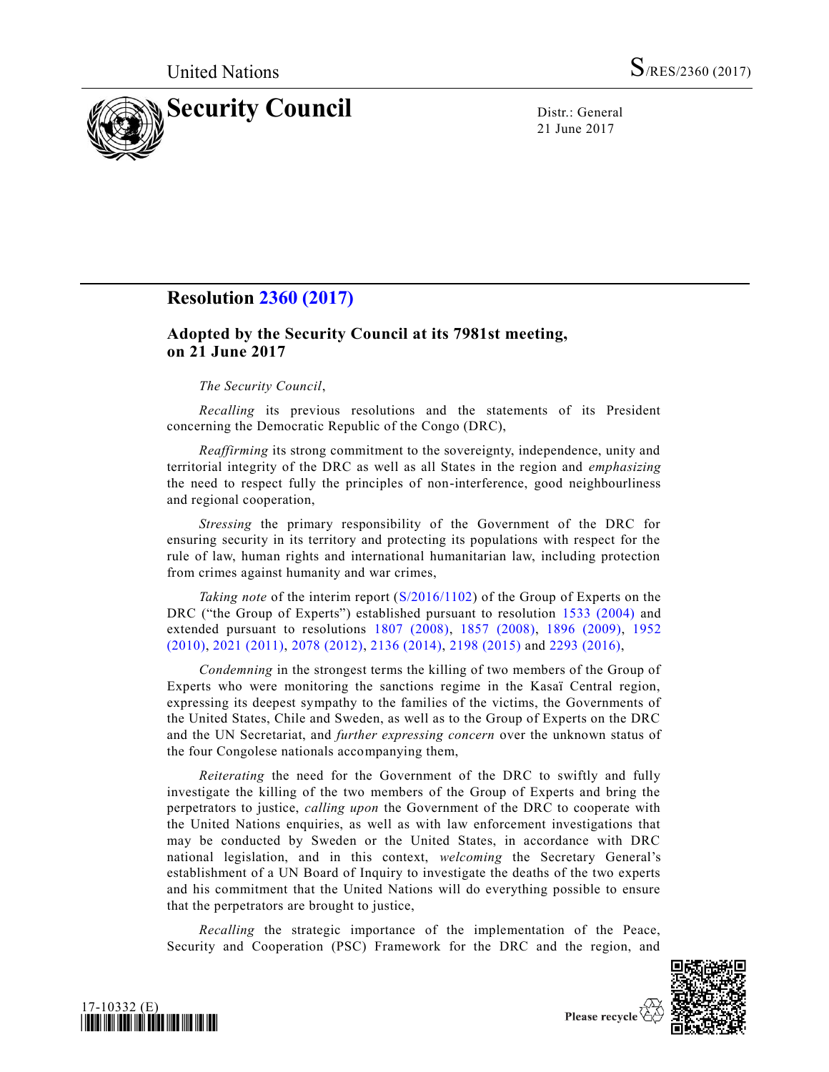United Nations S/RES/2360 (2017)

# Security Council

Distr.: General
21 June 2017

## Resolution 2360 (2017)

### Adopted by the Security Council at its 7981st meeting, on 21 June 2017

*The Security Council*,

*Recalling* its previous resolutions and the statements of its President concerning the Democratic Republic of the Congo (DRC),

*Reaffirming* its strong commitment to the sovereignty, independence, unity and territorial integrity of the DRC as well as all States in the region and *emphasizing* the need to respect fully the principles of non-interference, good neighbourliness and regional cooperation,

*Stressing* the primary responsibility of the Government of the DRC for ensuring security in its territory and protecting its populations with respect for the rule of law, human rights and international humanitarian law, including protection from crimes against humanity and war crimes,

*Taking note* of the interim report (S/2016/1102) of the Group of Experts on the DRC ("the Group of Experts") established pursuant to resolution 1533 (2004) and extended pursuant to resolutions 1807 (2008), 1857 (2008), 1896 (2009), 1952 (2010), 2021 (2011), 2078 (2012), 2136 (2014), 2198 (2015) and 2293 (2016),

*Condemning* in the strongest terms the killing of two members of the Group of Experts who were monitoring the sanctions regime in the Kasaï Central region, expressing its deepest sympathy to the families of the victims, the Governments of the United States, Chile and Sweden, as well as to the Group of Experts on the DRC and the UN Secretariat, and *further expressing concern* over the unknown status of the four Congolese nationals accompanying them,

*Reiterating* the need for the Government of the DRC to swiftly and fully investigate the killing of the two members of the Group of Experts and bring the perpetrators to justice, *calling upon* the Government of the DRC to cooperate with the United Nations enquiries, as well as with law enforcement investigations that may be conducted by Sweden or the United States, in accordance with DRC national legislation, and in this context, *welcoming* the Secretary General's establishment of a UN Board of Inquiry to investigate the deaths of the two experts and his commitment that the United Nations will do everything possible to ensure that the perpetrators are brought to justice,

*Recalling* the strategic importance of the implementation of the Peace, Security and Cooperation (PSC) Framework for the DRC and the region, and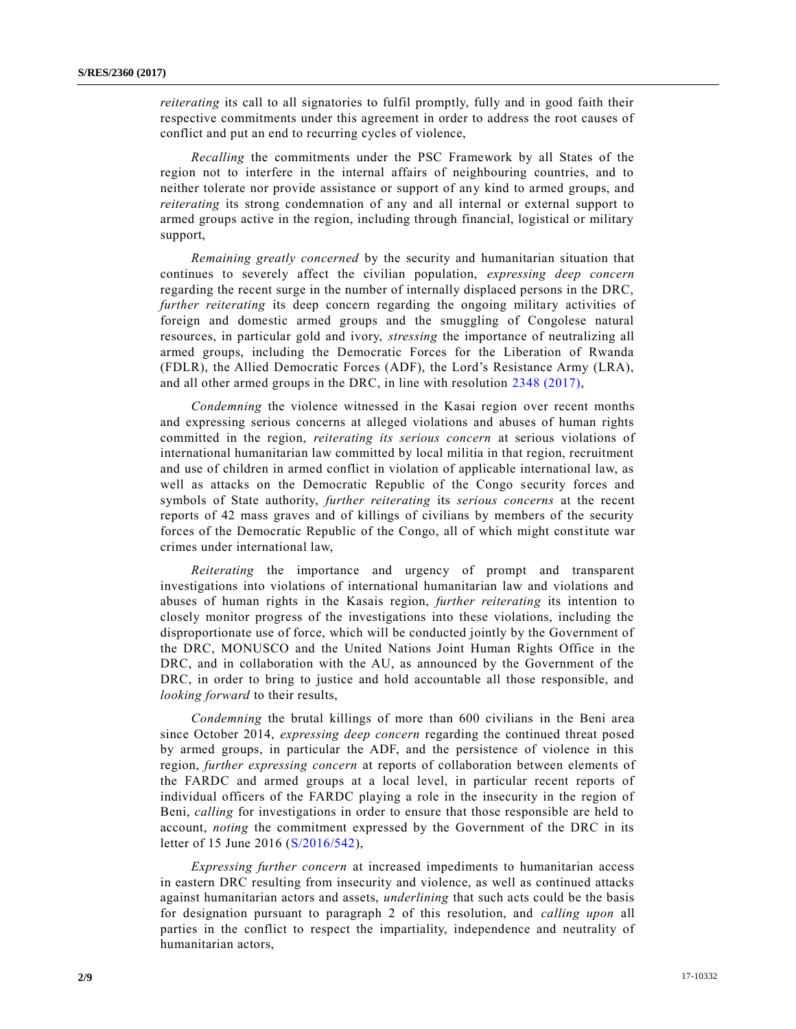*reiterating* its call to all signatories to fulfil promptly, fully and in good faith their respective commitments under this agreement in order to address the root causes of conflict and put an end to recurring cycles of violence,

*Recalling* the commitments under the PSC Framework by all States of the region not to interfere in the internal affairs of neighbouring countries, and to neither tolerate nor provide assistance or support of any kind to armed groups, and *reiterating* its strong condemnation of any and all internal or external support to armed groups active in the region, including through financial, logistical or military support,

*Remaining greatly concerned* by the security and humanitarian situation that continues to severely affect the civilian population, *expressing deep concern* regarding the recent surge in the number of internally displaced persons in the DRC, *further reiterating* its deep concern regarding the ongoing military activities of foreign and domestic armed groups and the smuggling of Congolese natural resources, in particular gold and ivory, *stressing* the importance of neutralizing all armed groups, including the Democratic Forces for the Liberation of Rwanda (FDLR), the Allied Democratic Forces (ADF), the Lord's Resistance Army (LRA), and all other armed groups in the DRC, in line with resolution 2348 (2017),

*Condemning* the violence witnessed in the Kasai region over recent months and expressing serious concerns at alleged violations and abuses of human rights committed in the region, *reiterating its serious concern* at serious violations of international humanitarian law committed by local militia in that region, recruitment and use of children in armed conflict in violation of applicable international law, as well as attacks on the Democratic Republic of the Congo security forces and symbols of State authority, *further reiterating* its *serious concerns* at the recent reports of 42 mass graves and of killings of civilians by members of the security forces of the Democratic Republic of the Congo, all of which might constitute war crimes under international law,

*Reiterating* the importance and urgency of prompt and transparent investigations into violations of international humanitarian law and violations and abuses of human rights in the Kasais region, *further reiterating* its intention to closely monitor progress of the investigations into these violations, including the disproportionate use of force, which will be conducted jointly by the Government of the DRC, MONUSCO and the United Nations Joint Human Rights Office in the DRC, and in collaboration with the AU, as announced by the Government of the DRC, in order to bring to justice and hold accountable all those responsible, and *looking forward* to their results,

*Condemning* the brutal killings of more than 600 civilians in the Beni area since October 2014, *expressing deep concern* regarding the continued threat posed by armed groups, in particular the ADF, and the persistence of violence in this region, *further expressing concern* at reports of collaboration between elements of the FARDC and armed groups at a local level, in particular recent reports of individual officers of the FARDC playing a role in the insecurity in the region of Beni, *calling* for investigations in order to ensure that those responsible are held to account, *noting* the commitment expressed by the Government of the DRC in its letter of 15 June 2016 (S/2016/542),

*Expressing further concern* at increased impediments to humanitarian access in eastern DRC resulting from insecurity and violence, as well as continued attacks against humanitarian actors and assets, *underlining* that such acts could be the basis for designation pursuant to paragraph 2 of this resolution, and *calling upon* all parties in the conflict to respect the impartiality, independence and neutrality of humanitarian actors,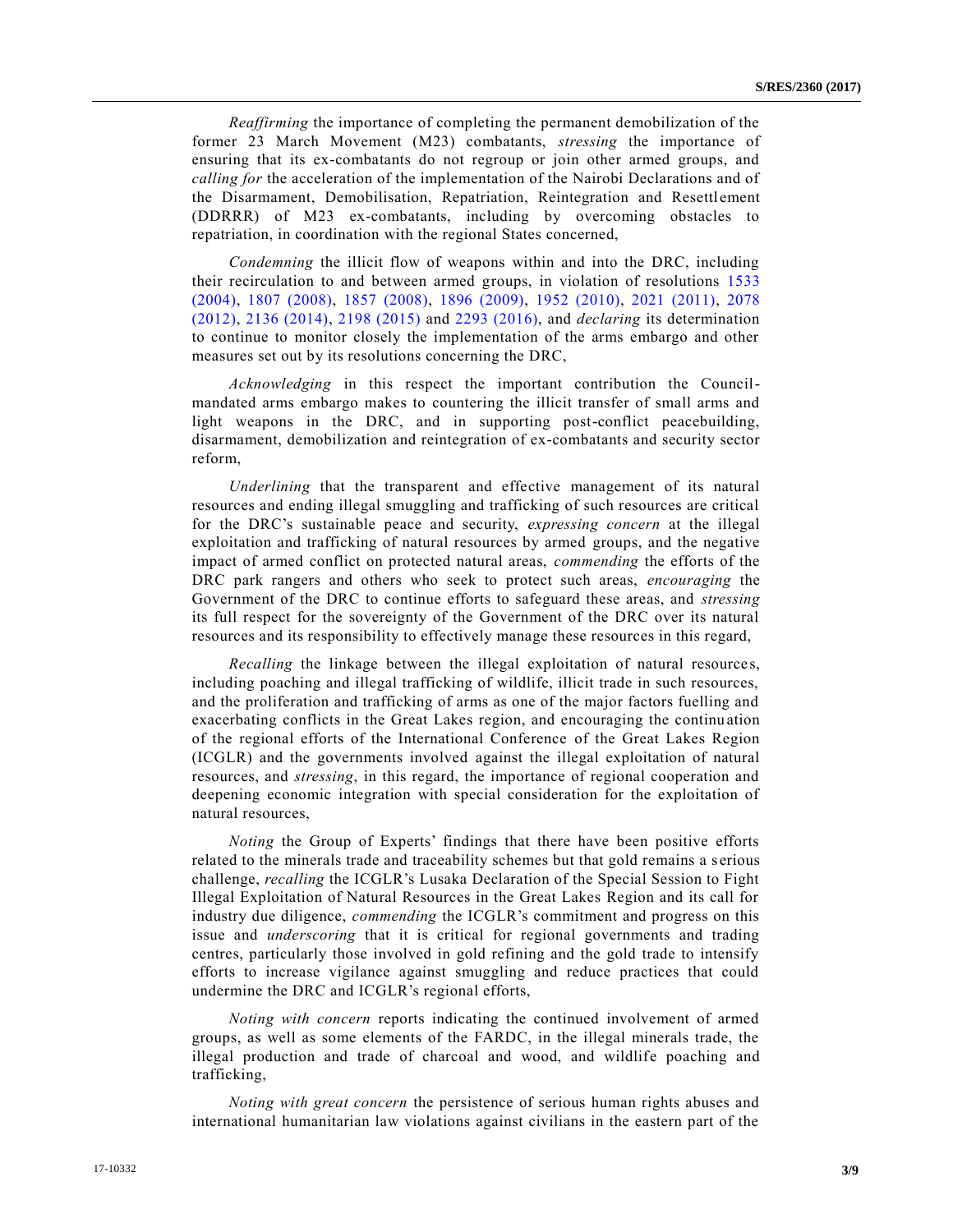*Reaffirming* the importance of completing the permanent demobilization of the former 23 March Movement (M23) combatants, *stressing* the importance of ensuring that its ex-combatants do not regroup or join other armed groups, and *calling for* the acceleration of the implementation of the Nairobi Declarations and of the Disarmament, Demobilisation, Repatriation, Reintegration and Resettlement (DDRRR) of M23 ex-combatants, including by overcoming obstacles to repatriation, in coordination with the regional States concerned,

*Condemning* the illicit flow of weapons within and into the DRC, including their recirculation to and between armed groups, in violation of resolutions 1533 (2004), 1807 (2008), 1857 (2008), 1896 (2009), 1952 (2010), 2021 (2011), 2078 (2012), 2136 (2014), 2198 (2015) and 2293 (2016), and *declaring* its determination to continue to monitor closely the implementation of the arms embargo and other measures set out by its resolutions concerning the DRC,

*Acknowledging* in this respect the important contribution the Council-mandated arms embargo makes to countering the illicit transfer of small arms and light weapons in the DRC, and in supporting post-conflict peacebuilding, disarmament, demobilization and reintegration of ex-combatants and security sector reform,

*Underlining* that the transparent and effective management of its natural resources and ending illegal smuggling and trafficking of such resources are critical for the DRC's sustainable peace and security, *expressing concern* at the illegal exploitation and trafficking of natural resources by armed groups, and the negative impact of armed conflict on protected natural areas, *commending* the efforts of the DRC park rangers and others who seek to protect such areas, *encouraging* the Government of the DRC to continue efforts to safeguard these areas, and *stressing* its full respect for the sovereignty of the Government of the DRC over its natural resources and its responsibility to effectively manage these resources in this regard,

*Recalling* the linkage between the illegal exploitation of natural resources, including poaching and illegal trafficking of wildlife, illicit trade in such resources, and the proliferation and trafficking of arms as one of the major factors fuelling and exacerbating conflicts in the Great Lakes region, and encouraging the continuation of the regional efforts of the International Conference of the Great Lakes Region (ICGLR) and the governments involved against the illegal exploitation of natural resources, and *stressing*, in this regard, the importance of regional cooperation and deepening economic integration with special consideration for the exploitation of natural resources,

*Noting* the Group of Experts' findings that there have been positive efforts related to the minerals trade and traceability schemes but that gold remains a serious challenge, *recalling* the ICGLR's Lusaka Declaration of the Special Session to Fight Illegal Exploitation of Natural Resources in the Great Lakes Region and its call for industry due diligence, *commending* the ICGLR's commitment and progress on this issue and *underscoring* that it is critical for regional governments and trading centres, particularly those involved in gold refining and the gold trade to intensify efforts to increase vigilance against smuggling and reduce practices that could undermine the DRC and ICGLR's regional efforts,

*Noting with concern* reports indicating the continued involvement of armed groups, as well as some elements of the FARDC, in the illegal minerals trade, the illegal production and trade of charcoal and wood, and wildlife poaching and trafficking,

*Noting with great concern* the persistence of serious human rights abuses and international humanitarian law violations against civilians in the eastern part of the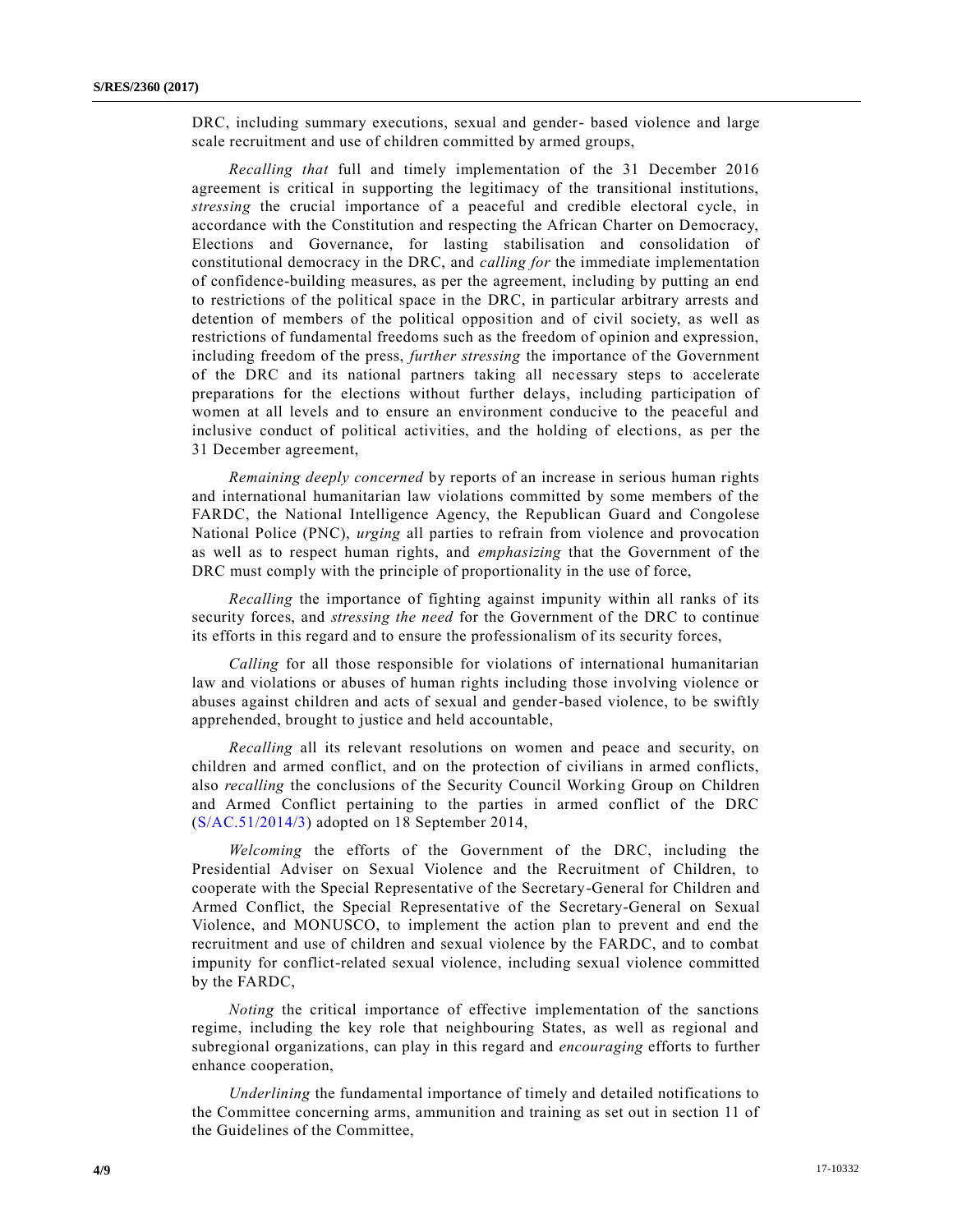DRC, including summary executions, sexual and gender- based violence and large scale recruitment and use of children committed by armed groups,

*Recalling that* full and timely implementation of the 31 December 2016 agreement is critical in supporting the legitimacy of the transitional institutions, *stressing* the crucial importance of a peaceful and credible electoral cycle, in accordance with the Constitution and respecting the African Charter on Democracy, Elections and Governance, for lasting stabilisation and consolidation of constitutional democracy in the DRC, and *calling for* the immediate implementation of confidence-building measures, as per the agreement, including by putting an end to restrictions of the political space in the DRC, in particular arbitrary arrests and detention of members of the political opposition and of civil society, as well as restrictions of fundamental freedoms such as the freedom of opinion and expression, including freedom of the press, *further stressing* the importance of the Government of the DRC and its national partners taking all necessary steps to accelerate preparations for the elections without further delays, including participation of women at all levels and to ensure an environment conducive to the peaceful and inclusive conduct of political activities, and the holding of elections, as per the 31 December agreement,

*Remaining deeply concerned* by reports of an increase in serious human rights and international humanitarian law violations committed by some members of the FARDC, the National Intelligence Agency, the Republican Guard and Congolese National Police (PNC), *urging* all parties to refrain from violence and provocation as well as to respect human rights, and *emphasizing* that the Government of the DRC must comply with the principle of proportionality in the use of force,

*Recalling* the importance of fighting against impunity within all ranks of its security forces, and *stressing the need* for the Government of the DRC to continue its efforts in this regard and to ensure the professionalism of its security forces,

*Calling* for all those responsible for violations of international humanitarian law and violations or abuses of human rights including those involving violence or abuses against children and acts of sexual and gender-based violence, to be swiftly apprehended, brought to justice and held accountable,

*Recalling* all its relevant resolutions on women and peace and security, on children and armed conflict, and on the protection of civilians in armed conflicts, also *recalling* the conclusions of the Security Council Working Group on Children and Armed Conflict pertaining to the parties in armed conflict of the DRC (S/AC.51/2014/3) adopted on 18 September 2014,

*Welcoming* the efforts of the Government of the DRC, including the Presidential Adviser on Sexual Violence and the Recruitment of Children, to cooperate with the Special Representative of the Secretary-General for Children and Armed Conflict, the Special Representative of the Secretary-General on Sexual Violence, and MONUSCO, to implement the action plan to prevent and end the recruitment and use of children and sexual violence by the FARDC, and to combat impunity for conflict-related sexual violence, including sexual violence committed by the FARDC,

*Noting* the critical importance of effective implementation of the sanctions regime, including the key role that neighbouring States, as well as regional and subregional organizations, can play in this regard and *encouraging* efforts to further enhance cooperation,

*Underlining* the fundamental importance of timely and detailed notifications to the Committee concerning arms, ammunition and training as set out in section 11 of the Guidelines of the Committee,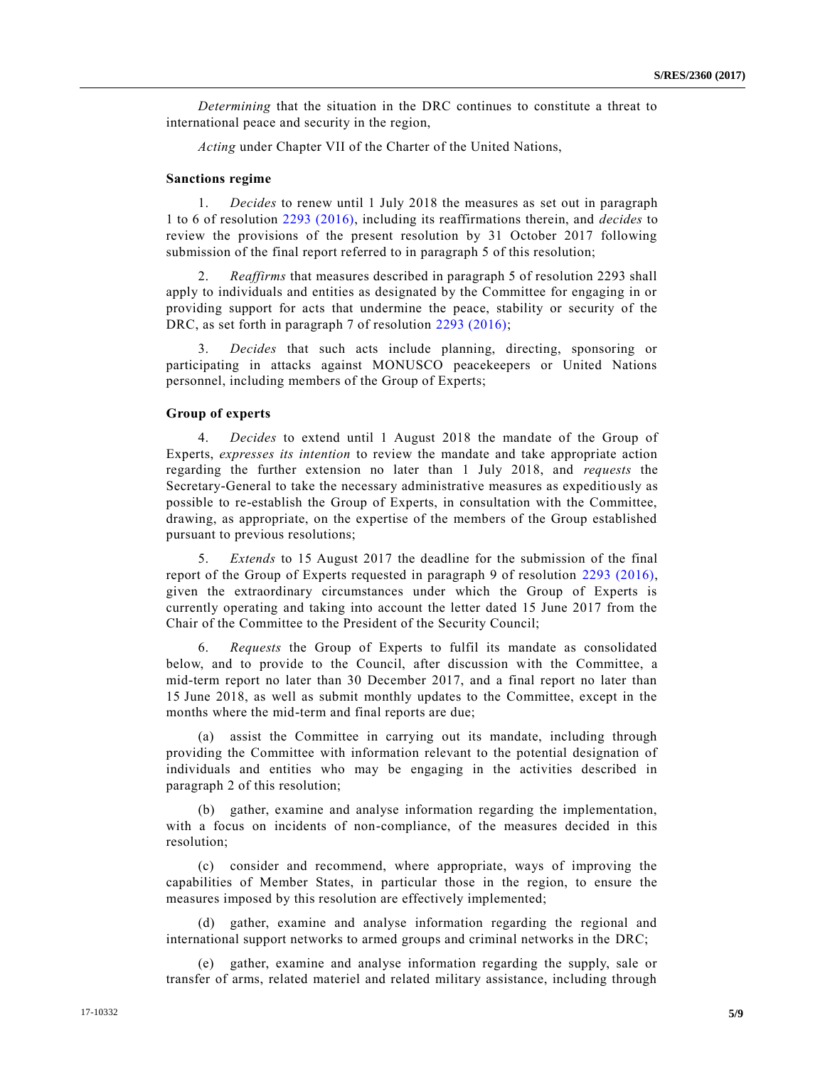*Determining* that the situation in the DRC continues to constitute a threat to international peace and security in the region,

*Acting* under Chapter VII of the Charter of the United Nations,

### Sanctions regime

1. *Decides* to renew until 1 July 2018 the measures as set out in paragraph 1 to 6 of resolution 2293 (2016), including its reaffirmations therein, and *decides* to review the provisions of the present resolution by 31 October 2017 following submission of the final report referred to in paragraph 5 of this resolution;

2. *Reaffirms* that measures described in paragraph 5 of resolution 2293 shall apply to individuals and entities as designated by the Committee for engaging in or providing support for acts that undermine the peace, stability or security of the DRC, as set forth in paragraph 7 of resolution 2293 (2016);

3. *Decides* that such acts include planning, directing, sponsoring or participating in attacks against MONUSCO peacekeepers or United Nations personnel, including members of the Group of Experts;

### Group of experts

4. *Decides* to extend until 1 August 2018 the mandate of the Group of Experts, *expresses its intention* to review the mandate and take appropriate action regarding the further extension no later than 1 July 2018, and *requests* the Secretary-General to take the necessary administrative measures as expeditiously as possible to re-establish the Group of Experts, in consultation with the Committee, drawing, as appropriate, on the expertise of the members of the Group established pursuant to previous resolutions;

5. *Extends* to 15 August 2017 the deadline for the submission of the final report of the Group of Experts requested in paragraph 9 of resolution 2293 (2016), given the extraordinary circumstances under which the Group of Experts is currently operating and taking into account the letter dated 15 June 2017 from the Chair of the Committee to the President of the Security Council;

6. *Requests* the Group of Experts to fulfil its mandate as consolidated below, and to provide to the Council, after discussion with the Committee, a mid-term report no later than 30 December 2017, and a final report no later than 15 June 2018, as well as submit monthly updates to the Committee, except in the months where the mid-term and final reports are due;

(a) assist the Committee in carrying out its mandate, including through providing the Committee with information relevant to the potential designation of individuals and entities who may be engaging in the activities described in paragraph 2 of this resolution;

(b) gather, examine and analyse information regarding the implementation, with a focus on incidents of non-compliance, of the measures decided in this resolution;

(c) consider and recommend, where appropriate, ways of improving the capabilities of Member States, in particular those in the region, to ensure the measures imposed by this resolution are effectively implemented;

(d) gather, examine and analyse information regarding the regional and international support networks to armed groups and criminal networks in the DRC;

(e) gather, examine and analyse information regarding the supply, sale or transfer of arms, related materiel and related military assistance, including through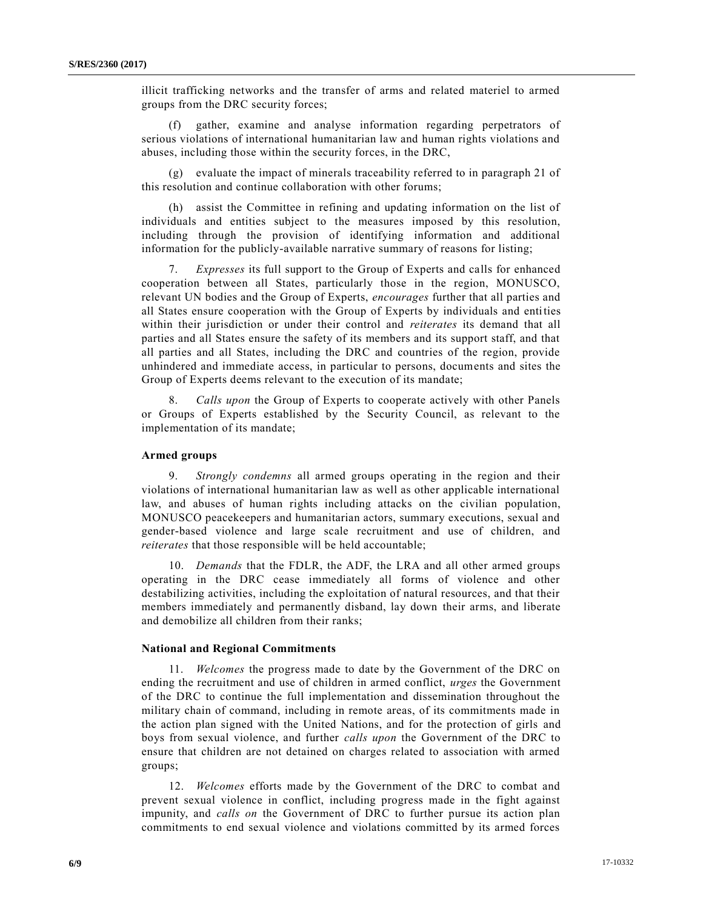illicit trafficking networks and the transfer of arms and related materiel to armed groups from the DRC security forces;

(f) gather, examine and analyse information regarding perpetrators of serious violations of international humanitarian law and human rights violations and abuses, including those within the security forces, in the DRC,

(g) evaluate the impact of minerals traceability referred to in paragraph 21 of this resolution and continue collaboration with other forums;

(h) assist the Committee in refining and updating information on the list of individuals and entities subject to the measures imposed by this resolution, including through the provision of identifying information and additional information for the publicly-available narrative summary of reasons for listing;

7. *Expresses* its full support to the Group of Experts and calls for enhanced cooperation between all States, particularly those in the region, MONUSCO, relevant UN bodies and the Group of Experts, *encourages* further that all parties and all States ensure cooperation with the Group of Experts by individuals and entities within their jurisdiction or under their control and *reiterates* its demand that all parties and all States ensure the safety of its members and its support staff, and that all parties and all States, including the DRC and countries of the region, provide unhindered and immediate access, in particular to persons, documents and sites the Group of Experts deems relevant to the execution of its mandate;

8. *Calls upon* the Group of Experts to cooperate actively with other Panels or Groups of Experts established by the Security Council, as relevant to the implementation of its mandate;

**Armed groups**

9. *Strongly condemns* all armed groups operating in the region and their violations of international humanitarian law as well as other applicable international law, and abuses of human rights including attacks on the civilian population, MONUSCO peacekeepers and humanitarian actors, summary executions, sexual and gender-based violence and large scale recruitment and use of children, and *reiterates* that those responsible will be held accountable;

10. *Demands* that the FDLR, the ADF, the LRA and all other armed groups operating in the DRC cease immediately all forms of violence and other destabilizing activities, including the exploitation of natural resources, and that their members immediately and permanently disband, lay down their arms, and liberate and demobilize all children from their ranks;

**National and Regional Commitments**

11. *Welcomes* the progress made to date by the Government of the DRC on ending the recruitment and use of children in armed conflict, *urges* the Government of the DRC to continue the full implementation and dissemination throughout the military chain of command, including in remote areas, of its commitments made in the action plan signed with the United Nations, and for the protection of girls and boys from sexual violence, and further *calls upon* the Government of the DRC to ensure that children are not detained on charges related to association with armed groups;

12. *Welcomes* efforts made by the Government of the DRC to combat and prevent sexual violence in conflict, including progress made in the fight against impunity, and *calls on* the Government of DRC to further pursue its action plan commitments to end sexual violence and violations committed by its armed forces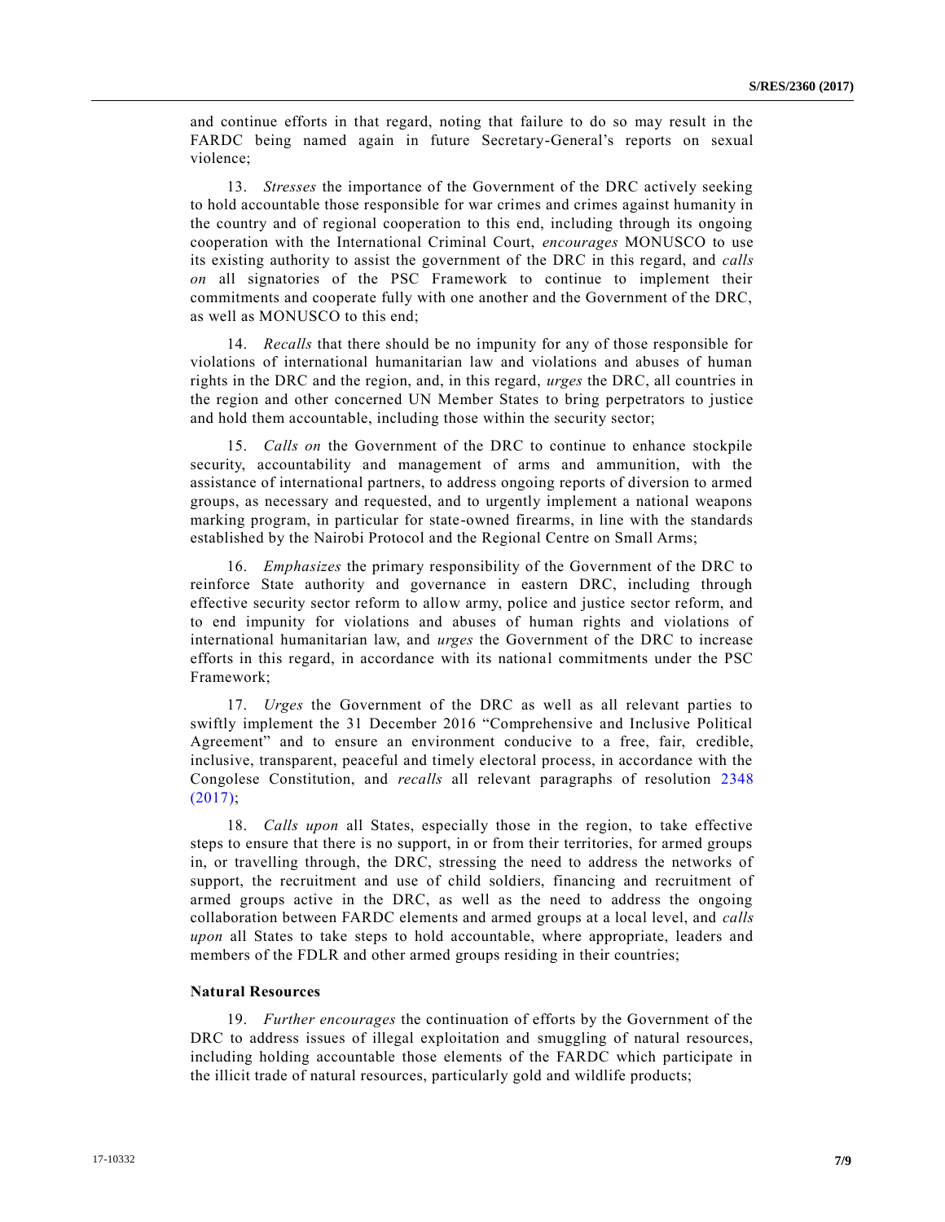and continue efforts in that regard, noting that failure to do so may result in the FARDC being named again in future Secretary-General's reports on sexual violence;

13. *Stresses* the importance of the Government of the DRC actively seeking to hold accountable those responsible for war crimes and crimes against humanity in the country and of regional cooperation to this end, including through its ongoing cooperation with the International Criminal Court, *encourages* MONUSCO to use its existing authority to assist the government of the DRC in this regard, and *calls on* all signatories of the PSC Framework to continue to implement their commitments and cooperate fully with one another and the Government of the DRC, as well as MONUSCO to this end;

14. *Recalls* that there should be no impunity for any of those responsible for violations of international humanitarian law and violations and abuses of human rights in the DRC and the region, and, in this regard, *urges* the DRC, all countries in the region and other concerned UN Member States to bring perpetrators to justice and hold them accountable, including those within the security sector;

15. *Calls on* the Government of the DRC to continue to enhance stockpile security, accountability and management of arms and ammunition, with the assistance of international partners, to address ongoing reports of diversion to armed groups, as necessary and requested, and to urgently implement a national weapons marking program, in particular for state-owned firearms, in line with the standards established by the Nairobi Protocol and the Regional Centre on Small Arms;

16. *Emphasizes* the primary responsibility of the Government of the DRC to reinforce State authority and governance in eastern DRC, including through effective security sector reform to allow army, police and justice sector reform, and to end impunity for violations and abuses of human rights and violations of international humanitarian law, and *urges* the Government of the DRC to increase efforts in this regard, in accordance with its national commitments under the PSC Framework;

17. *Urges* the Government of the DRC as well as all relevant parties to swiftly implement the 31 December 2016 "Comprehensive and Inclusive Political Agreement" and to ensure an environment conducive to a free, fair, credible, inclusive, transparent, peaceful and timely electoral process, in accordance with the Congolese Constitution, and *recalls* all relevant paragraphs of resolution 2348 (2017);

18. *Calls upon* all States, especially those in the region, to take effective steps to ensure that there is no support, in or from their territories, for armed groups in, or travelling through, the DRC, stressing the need to address the networks of support, the recruitment and use of child soldiers, financing and recruitment of armed groups active in the DRC, as well as the need to address the ongoing collaboration between FARDC elements and armed groups at a local level, and *calls upon* all States to take steps to hold accountable, where appropriate, leaders and members of the FDLR and other armed groups residing in their countries;

**Natural Resources**

19. *Further encourages* the continuation of efforts by the Government of the DRC to address issues of illegal exploitation and smuggling of natural resources, including holding accountable those elements of the FARDC which participate in the illicit trade of natural resources, particularly gold and wildlife products;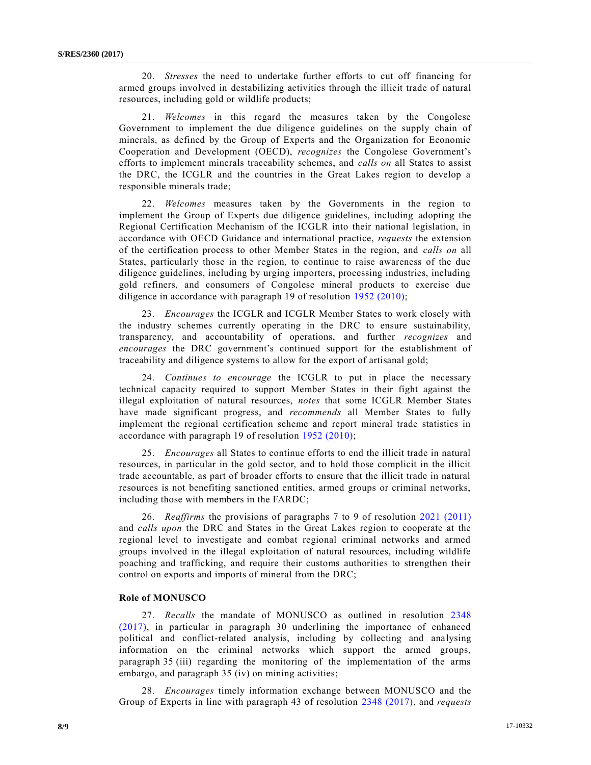20. *Stresses* the need to undertake further efforts to cut off financing for armed groups involved in destabilizing activities through the illicit trade of natural resources, including gold or wildlife products;

21. *Welcomes* in this regard the measures taken by the Congolese Government to implement the due diligence guidelines on the supply chain of minerals, as defined by the Group of Experts and the Organization for Economic Cooperation and Development (OECD), *recognizes* the Congolese Government's efforts to implement minerals traceability schemes, and *calls on* all States to assist the DRC, the ICGLR and the countries in the Great Lakes region to develop a responsible minerals trade;

22. *Welcomes* measures taken by the Governments in the region to implement the Group of Experts due diligence guidelines, including adopting the Regional Certification Mechanism of the ICGLR into their national legislation, in accordance with OECD Guidance and international practice, *requests* the extension of the certification process to other Member States in the region, and *calls on* all States, particularly those in the region, to continue to raise awareness of the due diligence guidelines, including by urging importers, processing industries, including gold refiners, and consumers of Congolese mineral products to exercise due diligence in accordance with paragraph 19 of resolution 1952 (2010);

23. *Encourages* the ICGLR and ICGLR Member States to work closely with the industry schemes currently operating in the DRC to ensure sustainability, transparency, and accountability of operations, and further *recognizes* and *encourages* the DRC government's continued support for the establishment of traceability and diligence systems to allow for the export of artisanal gold;

24. *Continues to encourage* the ICGLR to put in place the necessary technical capacity required to support Member States in their fight against the illegal exploitation of natural resources, *notes* that some ICGLR Member States have made significant progress, and *recommends* all Member States to fully implement the regional certification scheme and report mineral trade statistics in accordance with paragraph 19 of resolution 1952 (2010);

25. *Encourages* all States to continue efforts to end the illicit trade in natural resources, in particular in the gold sector, and to hold those complicit in the illicit trade accountable, as part of broader efforts to ensure that the illicit trade in natural resources is not benefiting sanctioned entities, armed groups or criminal networks, including those with members in the FARDC;

26. *Reaffirms* the provisions of paragraphs 7 to 9 of resolution 2021 (2011) and *calls upon* the DRC and States in the Great Lakes region to cooperate at the regional level to investigate and combat regional criminal networks and armed groups involved in the illegal exploitation of natural resources, including wildlife poaching and trafficking, and require their customs authorities to strengthen their control on exports and imports of mineral from the DRC;

**Role of MONUSCO**

27. *Recalls* the mandate of MONUSCO as outlined in resolution 2348 (2017), in particular in paragraph 30 underlining the importance of enhanced political and conflict-related analysis, including by collecting and analysing information on the criminal networks which support the armed groups, paragraph 35 (iii) regarding the monitoring of the implementation of the arms embargo, and paragraph 35 (iv) on mining activities;

28. *Encourages* timely information exchange between MONUSCO and the Group of Experts in line with paragraph 43 of resolution 2348 (2017), and *requests*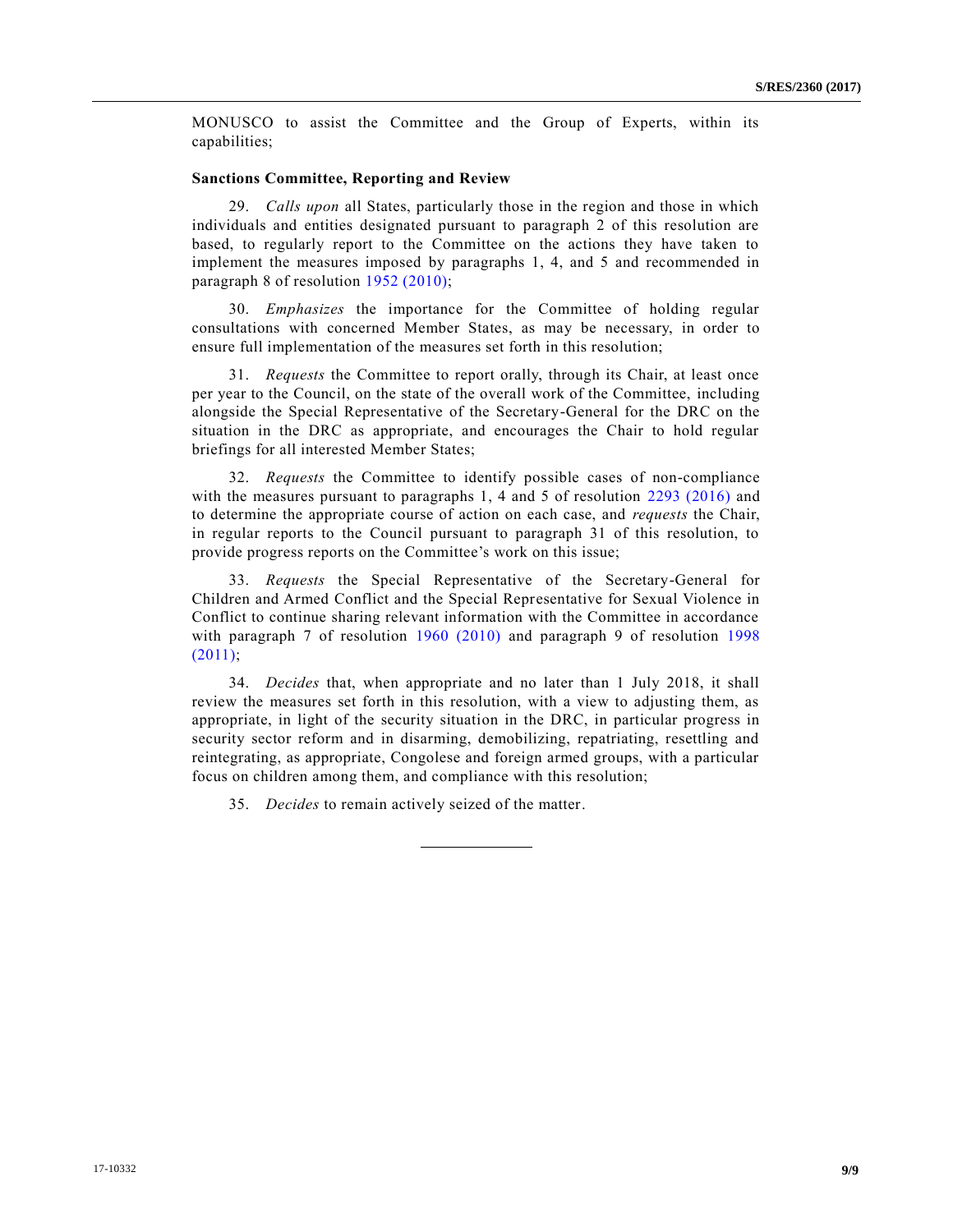MONUSCO to assist the Committee and the Group of Experts, within its capabilities;

### Sanctions Committee, Reporting and Review

29. *Calls upon* all States, particularly those in the region and those in which individuals and entities designated pursuant to paragraph 2 of this resolution are based, to regularly report to the Committee on the actions they have taken to implement the measures imposed by paragraphs 1, 4, and 5 and recommended in paragraph 8 of resolution 1952 (2010);

30. *Emphasizes* the importance for the Committee of holding regular consultations with concerned Member States, as may be necessary, in order to ensure full implementation of the measures set forth in this resolution;

31. *Requests* the Committee to report orally, through its Chair, at least once per year to the Council, on the state of the overall work of the Committee, including alongside the Special Representative of the Secretary-General for the DRC on the situation in the DRC as appropriate, and encourages the Chair to hold regular briefings for all interested Member States;

32. *Requests* the Committee to identify possible cases of non-compliance with the measures pursuant to paragraphs 1, 4 and 5 of resolution 2293 (2016) and to determine the appropriate course of action on each case, and *requests* the Chair, in regular reports to the Council pursuant to paragraph 31 of this resolution, to provide progress reports on the Committee's work on this issue;

33. *Requests* the Special Representative of the Secretary-General for Children and Armed Conflict and the Special Representative for Sexual Violence in Conflict to continue sharing relevant information with the Committee in accordance with paragraph 7 of resolution 1960 (2010) and paragraph 9 of resolution 1998 (2011);

34. *Decides* that, when appropriate and no later than 1 July 2018, it shall review the measures set forth in this resolution, with a view to adjusting them, as appropriate, in light of the security situation in the DRC, in particular progress in security sector reform and in disarming, demobilizing, repatriating, resettling and reintegrating, as appropriate, Congolese and foreign armed groups, with a particular focus on children among them, and compliance with this resolution;

35. *Decides* to remain actively seized of the matter.